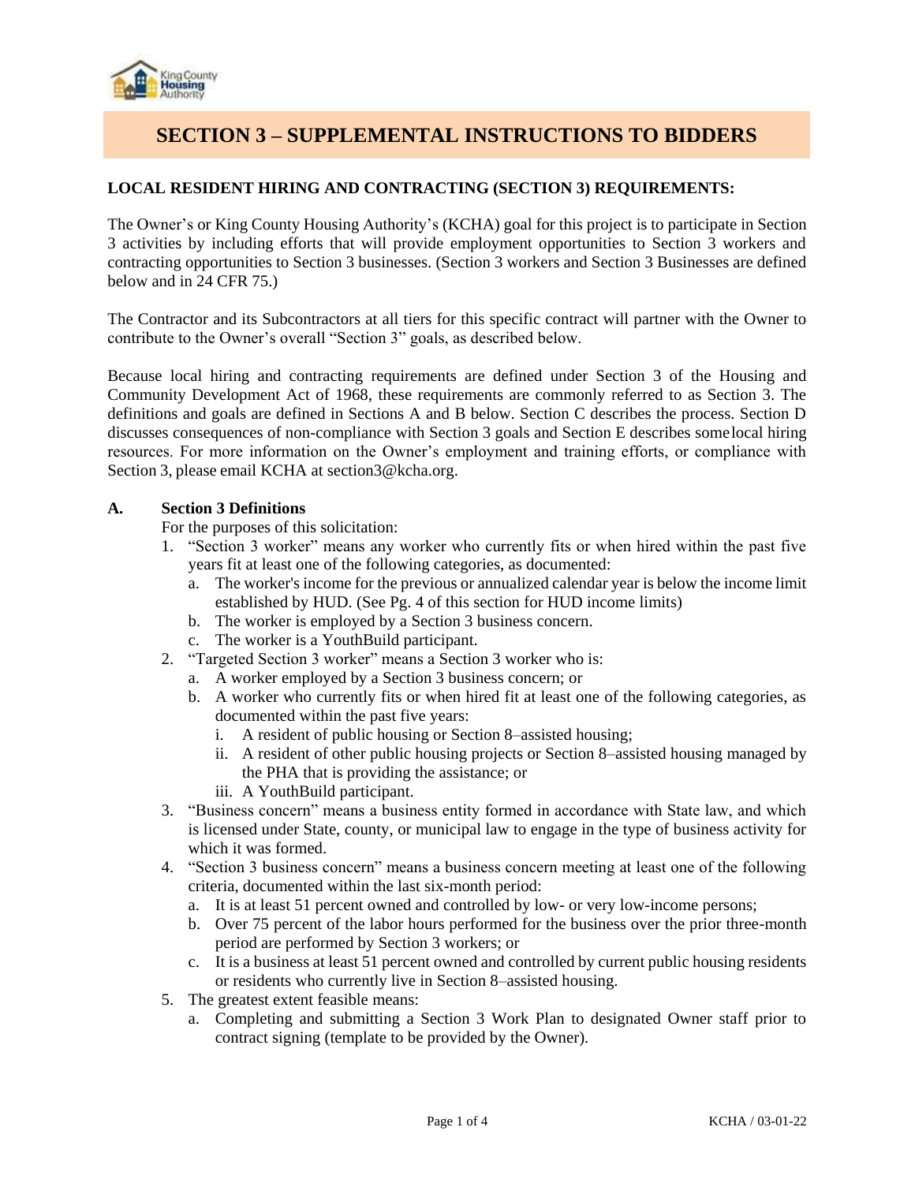# SECTION 3 – SUPPLEMENTAL INSTRUCTIONS TO BIDDERS

## LOCAL RESIDENT HIRING AND CONTRACTING (SECTION 3) REQUIREMENTS:

The Owner's or King County Housing Authority's (KCHA) goal for this project is to participate in Section 3 activities by including efforts that will provide employment opportunities to Section 3 workers and contracting opportunities to Section 3 businesses. (Section 3 workers and Section 3 Businesses are defined below and in 24 CFR 75.)

The Contractor and its Subcontractors at all tiers for this specific contract will partner with the Owner to contribute to the Owner's overall "Section 3" goals, as described below.

Because local hiring and contracting requirements are defined under Section 3 of the Housing and Community Development Act of 1968, these requirements are commonly referred to as Section 3. The definitions and goals are defined in Sections A and B below. Section C describes the process. Section D discusses consequences of non-compliance with Section 3 goals and Section E describes some local hiring resources. For more information on the Owner's employment and training efforts, or compliance with Section 3, please email KCHA at section3@kcha.org.

**A. Section 3 Definitions**

For the purposes of this solicitation:

1. "Section 3 worker" means any worker who currently fits or when hired within the past five years fit at least one of the following categories, as documented:
   a. The worker's income for the previous or annualized calendar year is below the income limit established by HUD. (See Pg. 4 of this section for HUD income limits)
   b. The worker is employed by a Section 3 business concern.
   c. The worker is a YouthBuild participant.
2. "Targeted Section 3 worker" means a Section 3 worker who is:
   a. A worker employed by a Section 3 business concern; or
   b. A worker who currently fits or when hired fit at least one of the following categories, as documented within the past five years:
      i. A resident of public housing or Section 8–assisted housing;
      ii. A resident of other public housing projects or Section 8–assisted housing managed by the PHA that is providing the assistance; or
      iii. A YouthBuild participant.
3. "Business concern" means a business entity formed in accordance with State law, and which is licensed under State, county, or municipal law to engage in the type of business activity for which it was formed.
4. "Section 3 business concern" means a business concern meeting at least one of the following criteria, documented within the last six-month period:
   a. It is at least 51 percent owned and controlled by low- or very low-income persons;
   b. Over 75 percent of the labor hours performed for the business over the prior three-month period are performed by Section 3 workers; or
   c. It is a business at least 51 percent owned and controlled by current public housing residents or residents who currently live in Section 8–assisted housing.
5. The greatest extent feasible means:
   a. Completing and submitting a Section 3 Work Plan to designated Owner staff prior to contract signing (template to be provided by the Owner).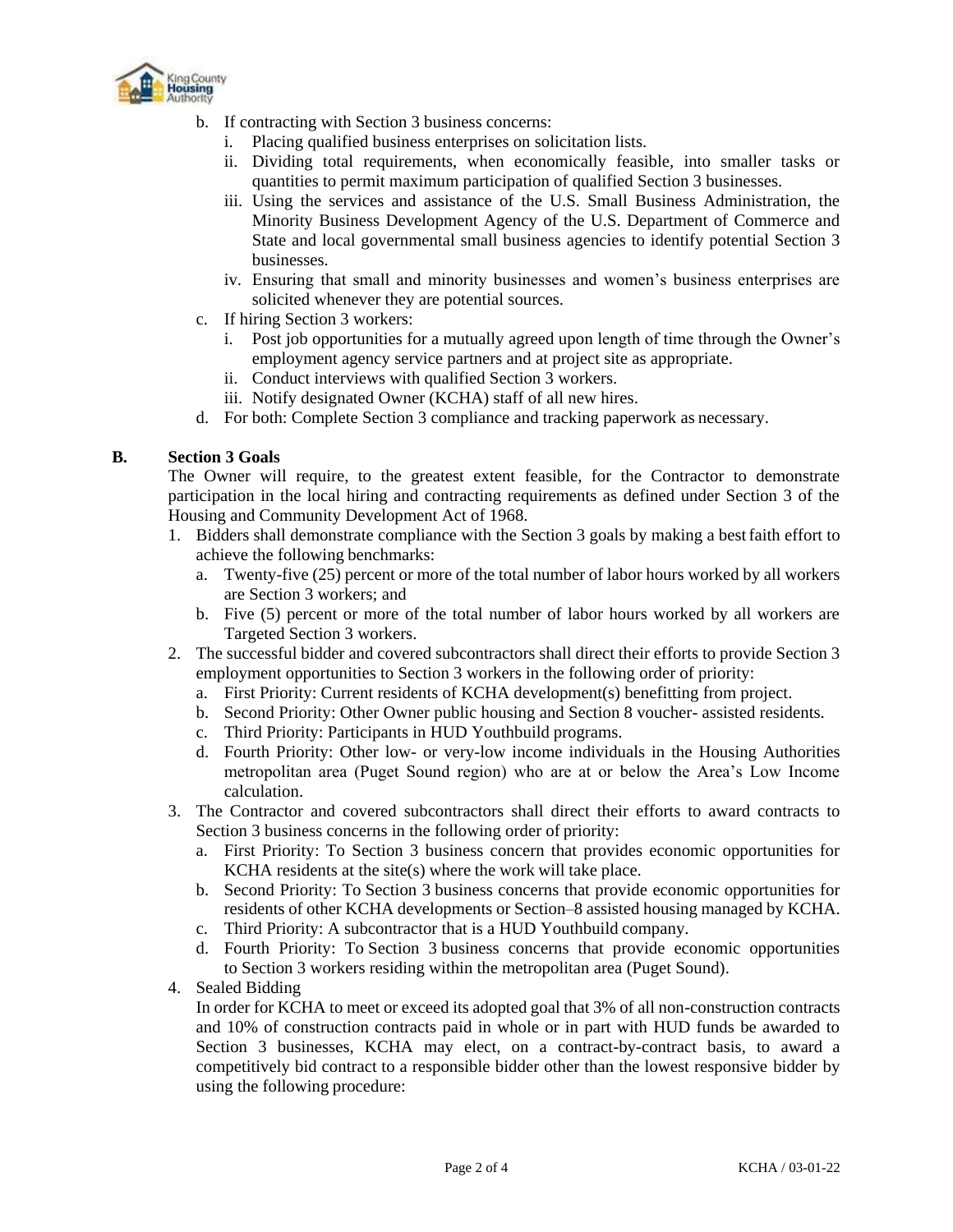b. If contracting with Section 3 business concerns:
   i. Placing qualified business enterprises on solicitation lists.
   ii. Dividing total requirements, when economically feasible, into smaller tasks or quantities to permit maximum participation of qualified Section 3 businesses.
   iii. Using the services and assistance of the U.S. Small Business Administration, the Minority Business Development Agency of the U.S. Department of Commerce and State and local governmental small business agencies to identify potential Section 3 businesses.
   iv. Ensuring that small and minority businesses and women's business enterprises are solicited whenever they are potential sources.
c. If hiring Section 3 workers:
   i. Post job opportunities for a mutually agreed upon length of time through the Owner's employment agency service partners and at project site as appropriate.
   ii. Conduct interviews with qualified Section 3 workers.
   iii. Notify designated Owner (KCHA) staff of all new hires.
d. For both: Complete Section 3 compliance and tracking paperwork as necessary.

**B. Section 3 Goals**

The Owner will require, to the greatest extent feasible, for the Contractor to demonstrate participation in the local hiring and contracting requirements as defined under Section 3 of the Housing and Community Development Act of 1968.

1. Bidders shall demonstrate compliance with the Section 3 goals by making a best faith effort to achieve the following benchmarks:
   a. Twenty-five (25) percent or more of the total number of labor hours worked by all workers are Section 3 workers; and
   b. Five (5) percent or more of the total number of labor hours worked by all workers are Targeted Section 3 workers.
2. The successful bidder and covered subcontractors shall direct their efforts to provide Section 3 employment opportunities to Section 3 workers in the following order of priority:
   a. First Priority: Current residents of KCHA development(s) benefitting from project.
   b. Second Priority: Other Owner public housing and Section 8 voucher- assisted residents.
   c. Third Priority: Participants in HUD Youthbuild programs.
   d. Fourth Priority: Other low- or very-low income individuals in the Housing Authorities metropolitan area (Puget Sound region) who are at or below the Area's Low Income calculation.
3. The Contractor and covered subcontractors shall direct their efforts to award contracts to Section 3 business concerns in the following order of priority:
   a. First Priority: To Section 3 business concern that provides economic opportunities for KCHA residents at the site(s) where the work will take place.
   b. Second Priority: To Section 3 business concerns that provide economic opportunities for residents of other KCHA developments or Section–8 assisted housing managed by KCHA.
   c. Third Priority: A subcontractor that is a HUD Youthbuild company.
   d. Fourth Priority: To Section 3 business concerns that provide economic opportunities to Section 3 workers residing within the metropolitan area (Puget Sound).
4. Sealed Bidding

   In order for KCHA to meet or exceed its adopted goal that 3% of all non-construction contracts and 10% of construction contracts paid in whole or in part with HUD funds be awarded to Section 3 businesses, KCHA may elect, on a contract-by-contract basis, to award a competitively bid contract to a responsible bidder other than the lowest responsive bidder by using the following procedure: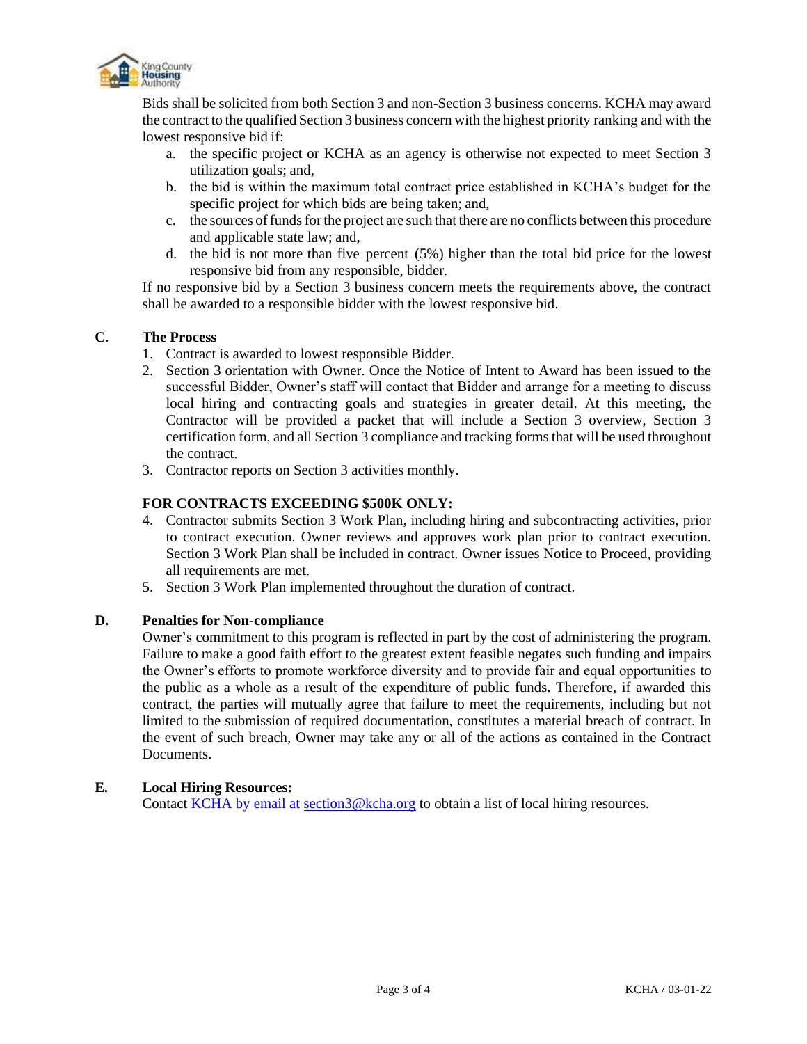Bids shall be solicited from both Section 3 and non-Section 3 business concerns. KCHA may award the contract to the qualified Section 3 business concern with the highest priority ranking and with the lowest responsive bid if:

a. the specific project or KCHA as an agency is otherwise not expected to meet Section 3 utilization goals; and,
b. the bid is within the maximum total contract price established in KCHA's budget for the specific project for which bids are being taken; and,
c. the sources of funds for the project are such that there are no conflicts between this procedure and applicable state law; and,
d. the bid is not more than five percent (5%) higher than the total bid price for the lowest responsive bid from any responsible, bidder.

If no responsive bid by a Section 3 business concern meets the requirements above, the contract shall be awarded to a responsible bidder with the lowest responsive bid.

## C. The Process

1. Contract is awarded to lowest responsible Bidder.
2. Section 3 orientation with Owner. Once the Notice of Intent to Award has been issued to the successful Bidder, Owner's staff will contact that Bidder and arrange for a meeting to discuss local hiring and contracting goals and strategies in greater detail. At this meeting, the Contractor will be provided a packet that will include a Section 3 overview, Section 3 certification form, and all Section 3 compliance and tracking forms that will be used throughout the contract.
3. Contractor reports on Section 3 activities monthly.

**FOR CONTRACTS EXCEEDING $500K ONLY:**

4. Contractor submits Section 3 Work Plan, including hiring and subcontracting activities, prior to contract execution. Owner reviews and approves work plan prior to contract execution. Section 3 Work Plan shall be included in contract. Owner issues Notice to Proceed, providing all requirements are met.
5. Section 3 Work Plan implemented throughout the duration of contract.

## D. Penalties for Non-compliance

Owner's commitment to this program is reflected in part by the cost of administering the program. Failure to make a good faith effort to the greatest extent feasible negates such funding and impairs the Owner's efforts to promote workforce diversity and to provide fair and equal opportunities to the public as a whole as a result of the expenditure of public funds. Therefore, if awarded this contract, the parties will mutually agree that failure to meet the requirements, including but not limited to the submission of required documentation, constitutes a material breach of contract. In the event of such breach, Owner may take any or all of the actions as contained in the Contract Documents.

## E. Local Hiring Resources:

Contact KCHA by email at section3@kcha.org to obtain a list of local hiring resources.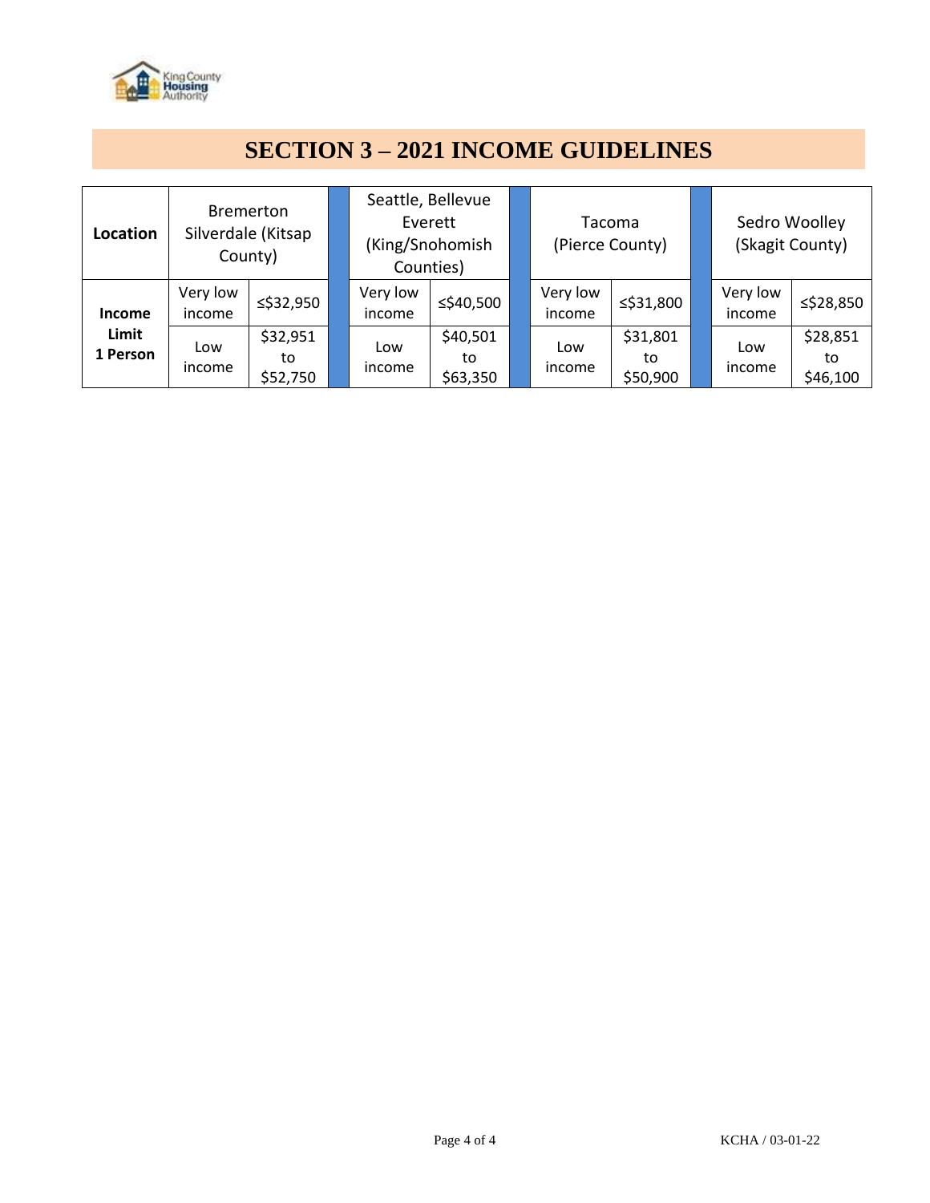## SECTION 3 – 2021 INCOME GUIDELINES

| Location | Bremerton Silverdale (Kitsap County) | | | Seattle, Bellevue Everett (King/Snohomish Counties) | | | Tacoma (Pierce County) | | | Sedro Woolley (Skagit County) | |
|---|---|---|---|---|---|---|---|---|---|---|---|
| **Income Limit 1 Person** | Very low income | ≤$32,950 | | Very low income | ≤$40,500 | | Very low income | ≤$31,800 | | Very low income | ≤$28,850 |
| | Low income | $32,951 to $52,750 | | Low income | $40,501 to $63,350 | | Low income | $31,801 to $50,900 | | Low income | $28,851 to $46,100 |